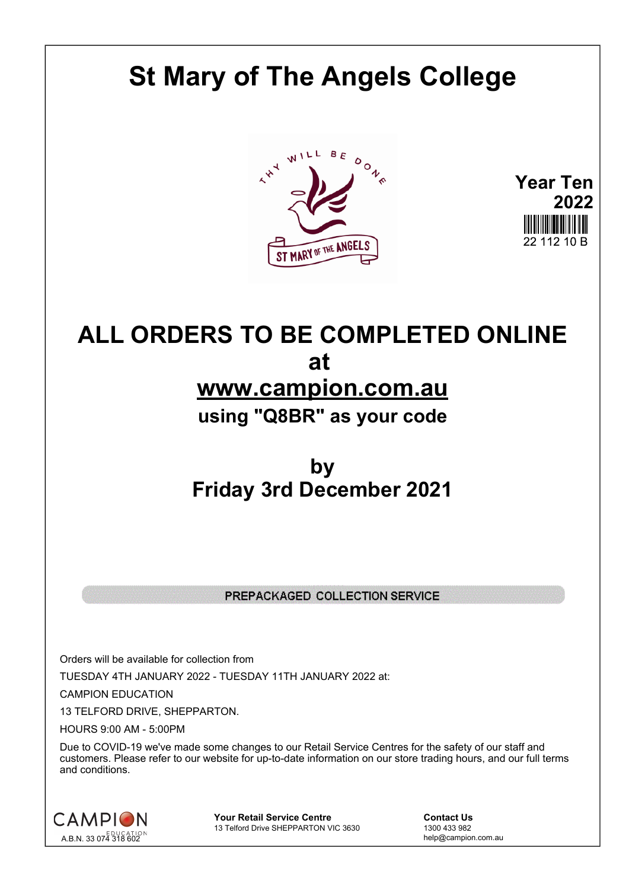# St Mary of The Angels College

THY WILL BE DONE

ST MARY OF THE ANGELS

**Year Ten 2022**

22 112 10 B

# ALL ORDERS TO BE COMPLETED ONLINE at [www.campion.com.au](http://www.campion.com.au)

## using "Q8BR" as your code

## by Friday 3rd December 2021

**PREPACKAGED COLLECTION SERVICE**

Orders will be available for collection from

TUESDAY 4TH JANUARY 2022 - TUESDAY 11TH JANUARY 2022 at:

CAMPION EDUCATION

13 TELFORD DRIVE, SHEPPARTON.

HOURS 9:00 AM - 5:00PM

Due to COVID-19 we've made some changes to our Retail Service Centres for the safety of our staff and customers. Please refer to our website for up-to-date information on our store trading hours, and our full terms and conditions.

CAMPION EDUCATION
A.B.N. 33 074 318 602

**Your Retail Service Centre**
13 Telford Drive SHEPPARTON VIC 3630

**Contact Us**
1300 433 982
help@campion.com.au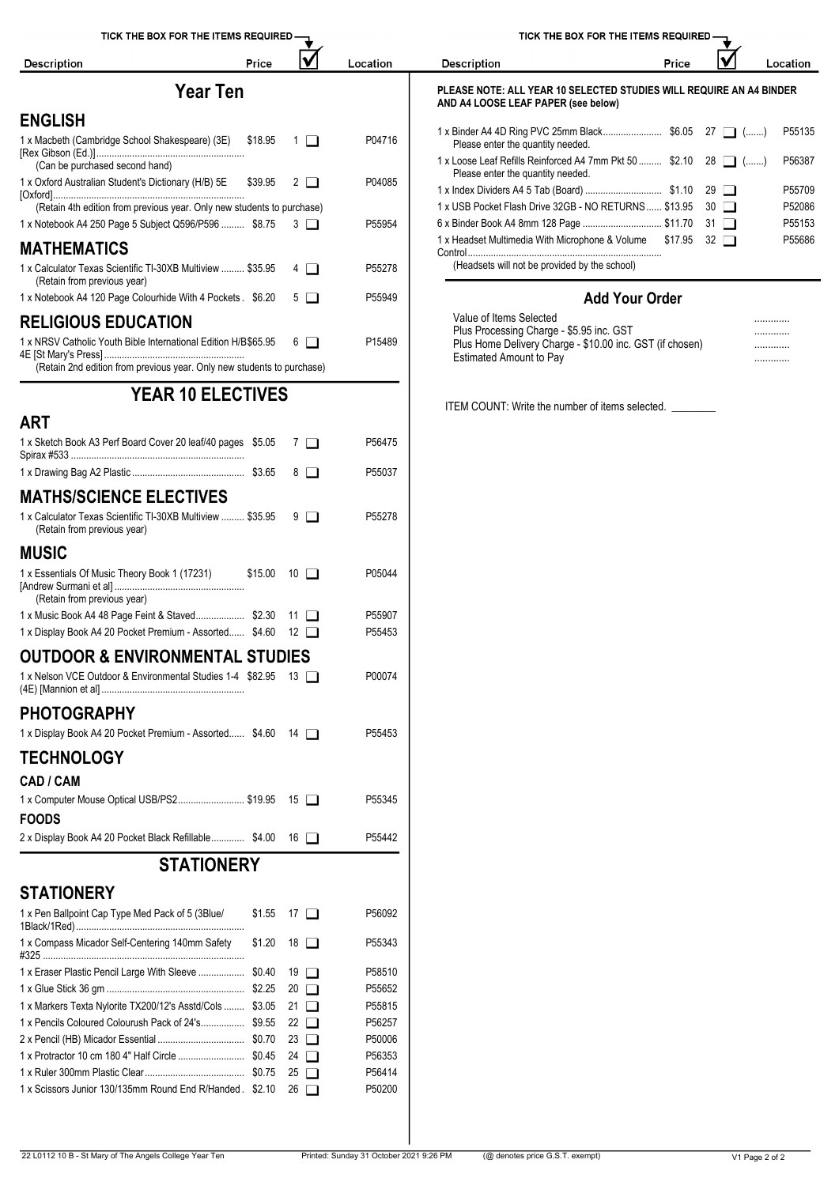TICK THE BOX FOR THE ITEMS REQUIRED

| Description | Price | ☑ | Location |
|---|---|---|---|

# Year Ten

## ENGLISH

| Description | Price | ☑ | Location |
|---|---|---|---|
| 1 x Macbeth (Cambridge School Shakespeare) (3E) [Rex Gibson (Ed.)] (Can be purchased second hand) | $18.95 | 1 ☐ | P04716 |
| 1 x Oxford Australian Student's Dictionary (H/B) 5E [Oxford] (Retain 4th edition from previous year. Only new students to purchase) | $39.95 | 2 ☐ | P04085 |
| 1 x Notebook A4 250 Page 5 Subject Q596/P596 | $8.75 | 3 ☐ | P55954 |

## MATHEMATICS

| Description | Price | ☑ | Location |
|---|---|---|---|
| 1 x Calculator Texas Scientific TI-30XB Multiview (Retain from previous year) | $35.95 | 4 ☐ | P55278 |
| 1 x Notebook A4 120 Page Colourhide With 4 Pockets | $6.20 | 5 ☐ | P55949 |

## RELIGIOUS EDUCATION

| Description | Price | ☑ | Location |
|---|---|---|---|
| 1 x NRSV Catholic Youth Bible International Edition H/B 4E [St Mary's Press] (Retain 2nd edition from previous year. Only new students to purchase) | $65.95 | 6 ☐ | P15489 |

# YEAR 10 ELECTIVES

## ART

| Description | Price | ☑ | Location |
|---|---|---|---|
| 1 x Sketch Book A3 Perf Board Cover 20 leaf/40 pages Spirax #533 | $5.05 | 7 ☐ | P56475 |
| 1 x Drawing Bag A2 Plastic | $3.65 | 8 ☐ | P55037 |

## MATHS/SCIENCE ELECTIVES

| Description | Price | ☑ | Location |
|---|---|---|---|
| 1 x Calculator Texas Scientific TI-30XB Multiview (Retain from previous year) | $35.95 | 9 ☐ | P55278 |

## MUSIC

| Description | Price | ☑ | Location |
|---|---|---|---|
| 1 x Essentials Of Music Theory Book 1 (17231) [Andrew Surmani et al] (Retain from previous year) | $15.00 | 10 ☐ | P05044 |
| 1 x Music Book A4 48 Page Feint & Staved | $2.30 | 11 ☐ | P55907 |
| 1 x Display Book A4 20 Pocket Premium - Assorted | $4.60 | 12 ☐ | P55453 |

## OUTDOOR & ENVIRONMENTAL STUDIES

| Description | Price | ☑ | Location |
|---|---|---|---|
| 1 x Nelson VCE Outdoor & Environmental Studies 1-4 (4E) [Mannion et al] | $82.95 | 13 ☐ | P00074 |

## PHOTOGRAPHY

| Description | Price | ☑ | Location |
|---|---|---|---|
| 1 x Display Book A4 20 Pocket Premium - Assorted | $4.60 | 14 ☐ | P55453 |

## TECHNOLOGY

### CAD / CAM

| Description | Price | ☑ | Location |
|---|---|---|---|
| 1 x Computer Mouse Optical USB/PS2 | $19.95 | 15 ☐ | P55345 |

### FOODS

| Description | Price | ☑ | Location |
|---|---|---|---|
| 2 x Display Book A4 20 Pocket Black Refillable | $4.00 | 16 ☐ | P55442 |

# STATIONERY

## STATIONERY

| Description | Price | ☑ | Location |
|---|---|---|---|
| 1 x Pen Ballpoint Cap Type Med Pack of 5 (3Blue/1Black/1Red) | $1.55 | 17 ☐ | P56092 |
| 1 x Compass Micador Self-Centering 140mm Safety #325 | $1.20 | 18 ☐ | P55343 |
| 1 x Eraser Plastic Pencil Large With Sleeve | $0.40 | 19 ☐ | P58510 |
| 1 x Glue Stick 36 gm | $2.25 | 20 ☐ | P55652 |
| 1 x Markers Texta Nylorite TX200/12's Asstd/Cols | $3.05 | 21 ☐ | P55815 |
| 1 x Pencils Coloured Colourush Pack of 24's | $9.55 | 22 ☐ | P56257 |
| 2 x Pencil (HB) Micador Essential | $0.70 | 23 ☐ | P50006 |
| 1 x Protractor 10 cm 180 4" Half Circle | $0.45 | 24 ☐ | P56353 |
| 1 x Ruler 300mm Plastic Clear | $0.75 | 25 ☐ | P56414 |
| 1 x Scissors Junior 130/135mm Round End R/Handed | $2.10 | 26 ☐ | P50200 |

TICK THE BOX FOR THE ITEMS REQUIRED

**PLEASE NOTE: ALL YEAR 10 SELECTED STUDIES WILL REQUIRE AN A4 BINDER AND A4 LOOSE LEAF PAPER (see below)**

| Description | Price | ☑ | Location |
|---|---|---|---|
| 1 x Binder A4 4D Ring PVC 25mm Black (Please enter the quantity needed.) | $6.05 | 27 ☐ (.......) | P55135 |
| 1 x Loose Leaf Refills Reinforced A4 7mm Pkt 50 (Please enter the quantity needed.) | $2.10 | 28 ☐ (.......) | P56387 |
| 1 x Index Dividers A4 5 Tab (Board) | $1.10 | 29 ☐ | P55709 |
| 1 x USB Pocket Flash Drive 32GB - NO RETURNS | $13.95 | 30 ☐ | P52086 |
| 6 x Binder Book A4 8mm 128 Page | $11.70 | 31 ☐ | P55153 |
| 1 x Headset Multimedia With Microphone & Volume Control (Headsets will not be provided by the school) | $17.95 | 32 ☐ | P55686 |

## Add Your Order

| | |
|---|---|
| Value of Items Selected | ............ |
| Plus Processing Charge - $5.95 inc. GST | ............ |
| Plus Home Delivery Charge - $10.00 inc. GST (if chosen) | ............ |
| Estimated Amount to Pay | ............ |

ITEM COUNT: Write the number of items selected. ________

22 L0112 10 B - St Mary of The Angels College Year Ten    Printed: Sunday 31 October 2021 9:26 PM    (@ denotes price G.S.T. exempt)